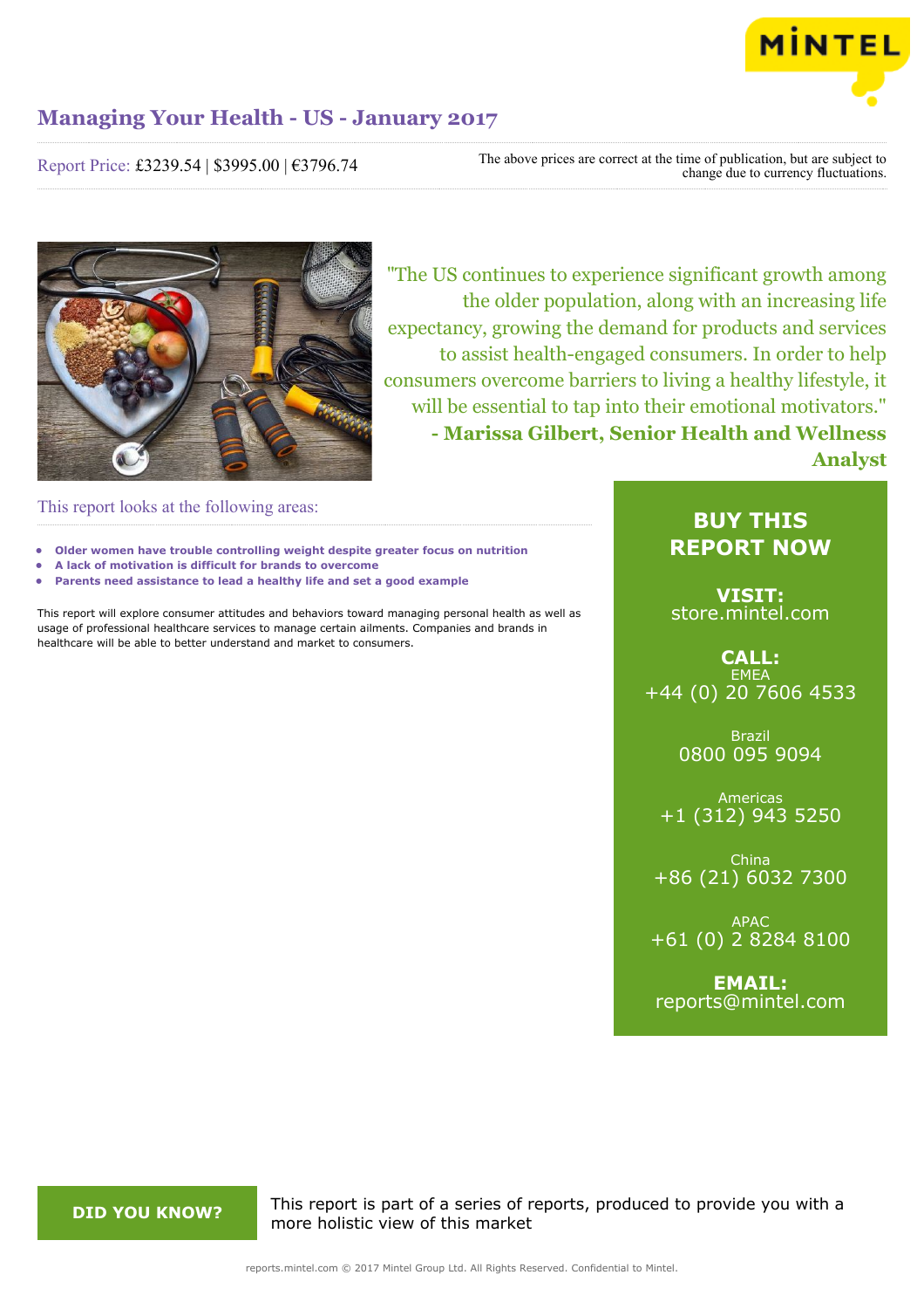# Managing Your Health - US - January 2017

Report Price: £3239.54 | $3995.00 | €3796.74

The above prices are correct at the time of publication, but are subject to change due to currency fluctuations.

"The US continues to experience significant growth among the older population, along with an increasing life expectancy, growing the demand for products and services to assist health-engaged consumers. In order to help consumers overcome barriers to living a healthy lifestyle, it will be essential to tap into their emotional motivators."
**- Marissa Gilbert, Senior Health and Wellness Analyst**

## This report looks at the following areas:

- **Older women have trouble controlling weight despite greater focus on nutrition**
- **A lack of motivation is difficult for brands to overcome**
- **Parents need assistance to lead a healthy life and set a good example**

This report will explore consumer attitudes and behaviors toward managing personal health as well as usage of professional healthcare services to manage certain ailments. Companies and brands in healthcare will be able to better understand and market to consumers.

## BUY THIS REPORT NOW

**VISIT:**
store.mintel.com

**CALL:**

EMEA
+44 (0) 20 7606 4533

Brazil
0800 095 9094

Americas
+1 (312) 943 5250

China
+86 (21) 6032 7300

APAC
+61 (0) 2 8284 8100

**EMAIL:**
reports@mintel.com

**DID YOU KNOW?**

This report is part of a series of reports, produced to provide you with a more holistic view of this market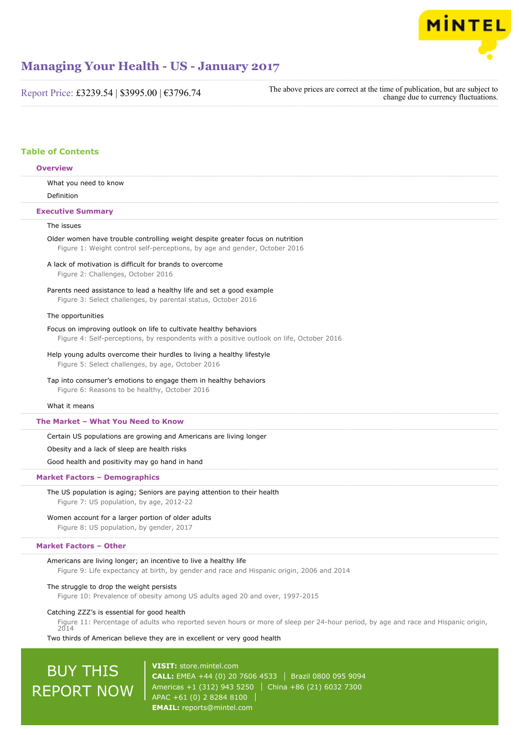# Managing Your Health - US - January 2017

Report Price: £3239.54 | $3995.00 | €3796.74

The above prices are correct at the time of publication, but are subject to change due to currency fluctuations.

## Table of Contents

### Overview

What you need to know

Definition

### Executive Summary

The issues

Older women have trouble controlling weight despite greater focus on nutrition
Figure 1: Weight control self-perceptions, by age and gender, October 2016

A lack of motivation is difficult for brands to overcome
Figure 2: Challenges, October 2016

Parents need assistance to lead a healthy life and set a good example
Figure 3: Select challenges, by parental status, October 2016

The opportunities

Focus on improving outlook on life to cultivate healthy behaviors
Figure 4: Self-perceptions, by respondents with a positive outlook on life, October 2016

Help young adults overcome their hurdles to living a healthy lifestyle
Figure 5: Select challenges, by age, October 2016

Tap into consumer's emotions to engage them in healthy behaviors
Figure 6: Reasons to be healthy, October 2016

What it means

### The Market – What You Need to Know

Certain US populations are growing and Americans are living longer

Obesity and a lack of sleep are health risks

Good health and positivity may go hand in hand

### Market Factors – Demographics

The US population is aging; Seniors are paying attention to their health
Figure 7: US population, by age, 2012-22

Women account for a larger portion of older adults
Figure 8: US population, by gender, 2017

### Market Factors – Other

Americans are living longer; an incentive to live a healthy life
Figure 9: Life expectancy at birth, by gender and race and Hispanic origin, 2006 and 2014

The struggle to drop the weight persists
Figure 10: Prevalence of obesity among US adults aged 20 and over, 1997-2015

Catching ZZZ's is essential for good health
Figure 11: Percentage of adults who reported seven hours or more of sleep per 24-hour period, by age and race and Hispanic origin, 2014

Two thirds of American believe they are in excellent or very good health

BUY THIS REPORT NOW

**VISIT:** store.mintel.com
**CALL:** EMEA +44 (0) 20 7606 4533 | Brazil 0800 095 9094
Americas +1 (312) 943 5250 | China +86 (21) 6032 7300
APAC +61 (0) 2 8284 8100
**EMAIL:** reports@mintel.com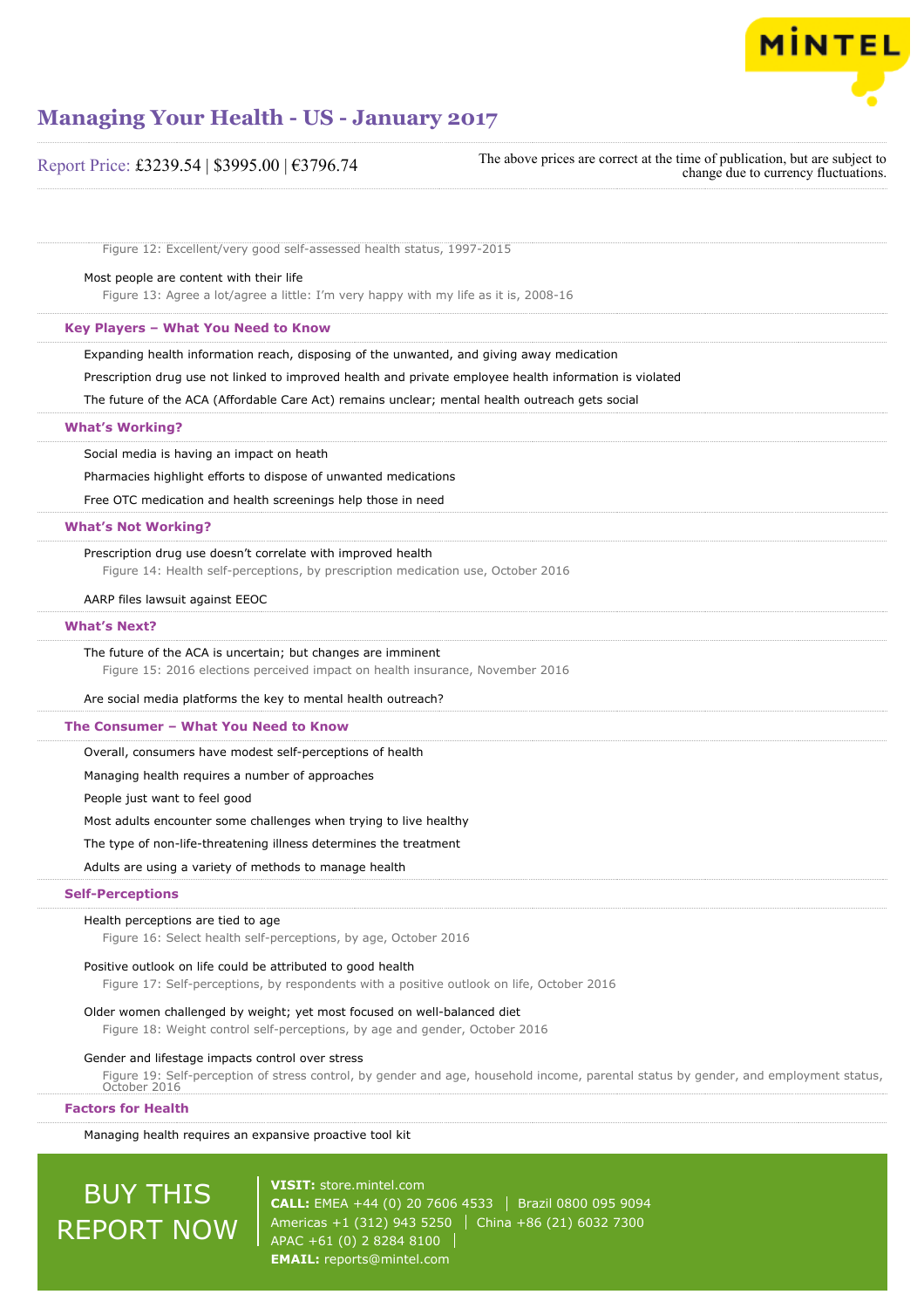Figure 12: Excellent/very good self-assessed health status, 1997-2015

Most people are content with their life

Figure 13: Agree a lot/agree a little: I'm very happy with my life as it is, 2008-16

## Key Players – What You Need to Know

Expanding health information reach, disposing of the unwanted, and giving away medication

Prescription drug use not linked to improved health and private employee health information is violated

The future of the ACA (Affordable Care Act) remains unclear; mental health outreach gets social

## What's Working?

Social media is having an impact on heath

Pharmacies highlight efforts to dispose of unwanted medications

Free OTC medication and health screenings help those in need

## What's Not Working?

Prescription drug use doesn't correlate with improved health

Figure 14: Health self-perceptions, by prescription medication use, October 2016

AARP files lawsuit against EEOC

## What's Next?

The future of the ACA is uncertain; but changes are imminent

Figure 15: 2016 elections perceived impact on health insurance, November 2016

Are social media platforms the key to mental health outreach?

## The Consumer – What You Need to Know

Overall, consumers have modest self-perceptions of health

Managing health requires a number of approaches

People just want to feel good

Most adults encounter some challenges when trying to live healthy

The type of non-life-threatening illness determines the treatment

Adults are using a variety of methods to manage health

## Self-Perceptions

Health perceptions are tied to age

Figure 16: Select health self-perceptions, by age, October 2016

Positive outlook on life could be attributed to good health

Figure 17: Self-perceptions, by respondents with a positive outlook on life, October 2016

Older women challenged by weight; yet most focused on well-balanced diet

Figure 18: Weight control self-perceptions, by age and gender, October 2016

Gender and lifestage impacts control over stress

Figure 19: Self-perception of stress control, by gender and age, household income, parental status by gender, and employment status, October 2016

## Factors for Health

Managing health requires an expansive proactive tool kit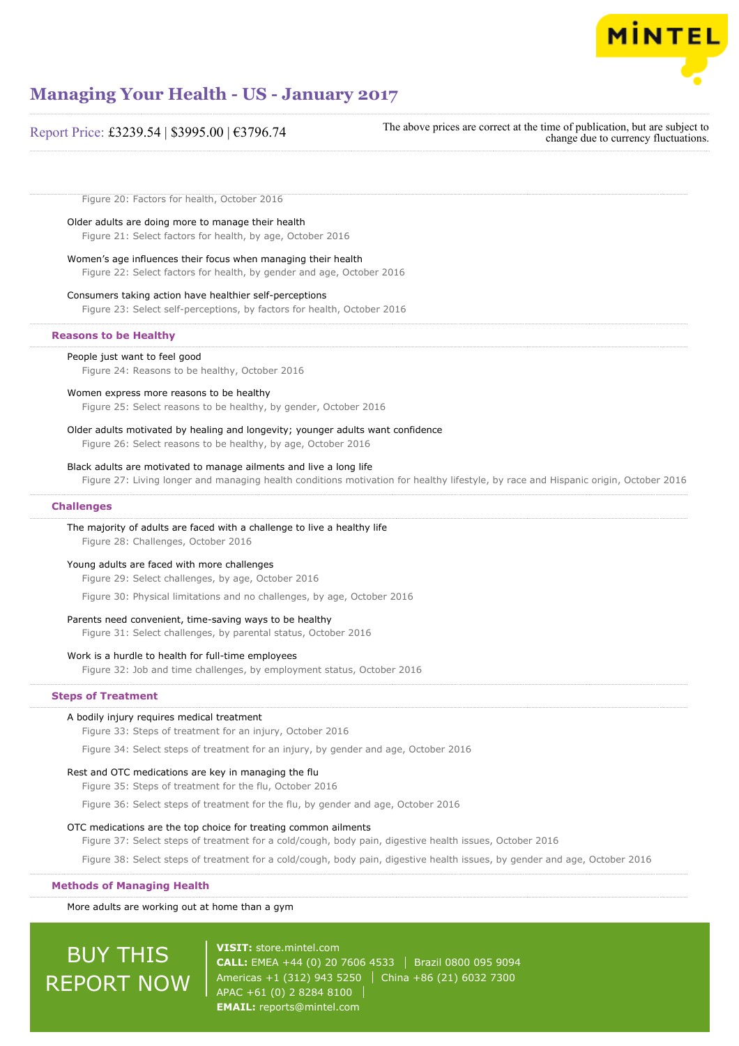Figure 20: Factors for health, October 2016

Older adults are doing more to manage their health

Figure 21: Select factors for health, by age, October 2016

Women's age influences their focus when managing their health

Figure 22: Select factors for health, by gender and age, October 2016

Consumers taking action have healthier self-perceptions

Figure 23: Select self-perceptions, by factors for health, October 2016

## Reasons to be Healthy

People just want to feel good

Figure 24: Reasons to be healthy, October 2016

Women express more reasons to be healthy

Figure 25: Select reasons to be healthy, by gender, October 2016

Older adults motivated by healing and longevity; younger adults want confidence

Figure 26: Select reasons to be healthy, by age, October 2016

Black adults are motivated to manage ailments and live a long life

Figure 27: Living longer and managing health conditions motivation for healthy lifestyle, by race and Hispanic origin, October 2016

## Challenges

The majority of adults are faced with a challenge to live a healthy life

Figure 28: Challenges, October 2016

Young adults are faced with more challenges

Figure 29: Select challenges, by age, October 2016

Figure 30: Physical limitations and no challenges, by age, October 2016

Parents need convenient, time-saving ways to be healthy

Figure 31: Select challenges, by parental status, October 2016

Work is a hurdle to health for full-time employees

Figure 32: Job and time challenges, by employment status, October 2016

## Steps of Treatment

A bodily injury requires medical treatment

Figure 33: Steps of treatment for an injury, October 2016

Figure 34: Select steps of treatment for an injury, by gender and age, October 2016

Rest and OTC medications are key in managing the flu

Figure 35: Steps of treatment for the flu, October 2016

Figure 36: Select steps of treatment for the flu, by gender and age, October 2016

OTC medications are the top choice for treating common ailments

Figure 37: Select steps of treatment for a cold/cough, body pain, digestive health issues, October 2016

Figure 38: Select steps of treatment for a cold/cough, body pain, digestive health issues, by gender and age, October 2016

## Methods of Managing Health

More adults are working out at home than a gym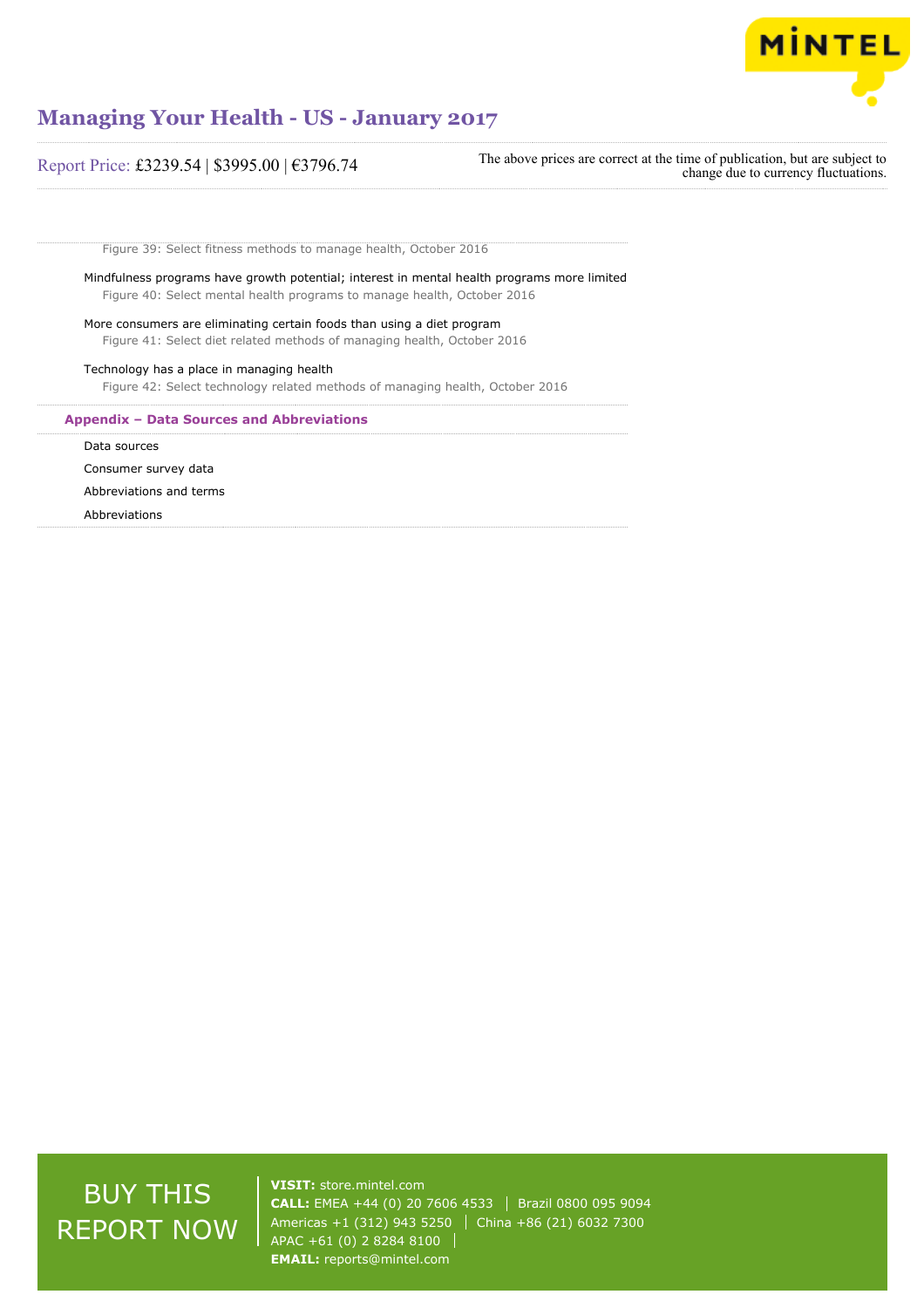Figure 39: Select fitness methods to manage health, October 2016

Mindfulness programs have growth potential; interest in mental health programs more limited

Figure 40: Select mental health programs to manage health, October 2016

More consumers are eliminating certain foods than using a diet program

Figure 41: Select diet related methods of managing health, October 2016

Technology has a place in managing health

Figure 42: Select technology related methods of managing health, October 2016

### Appendix – Data Sources and Abbreviations

Data sources

Consumer survey data

Abbreviations and terms

Abbreviations